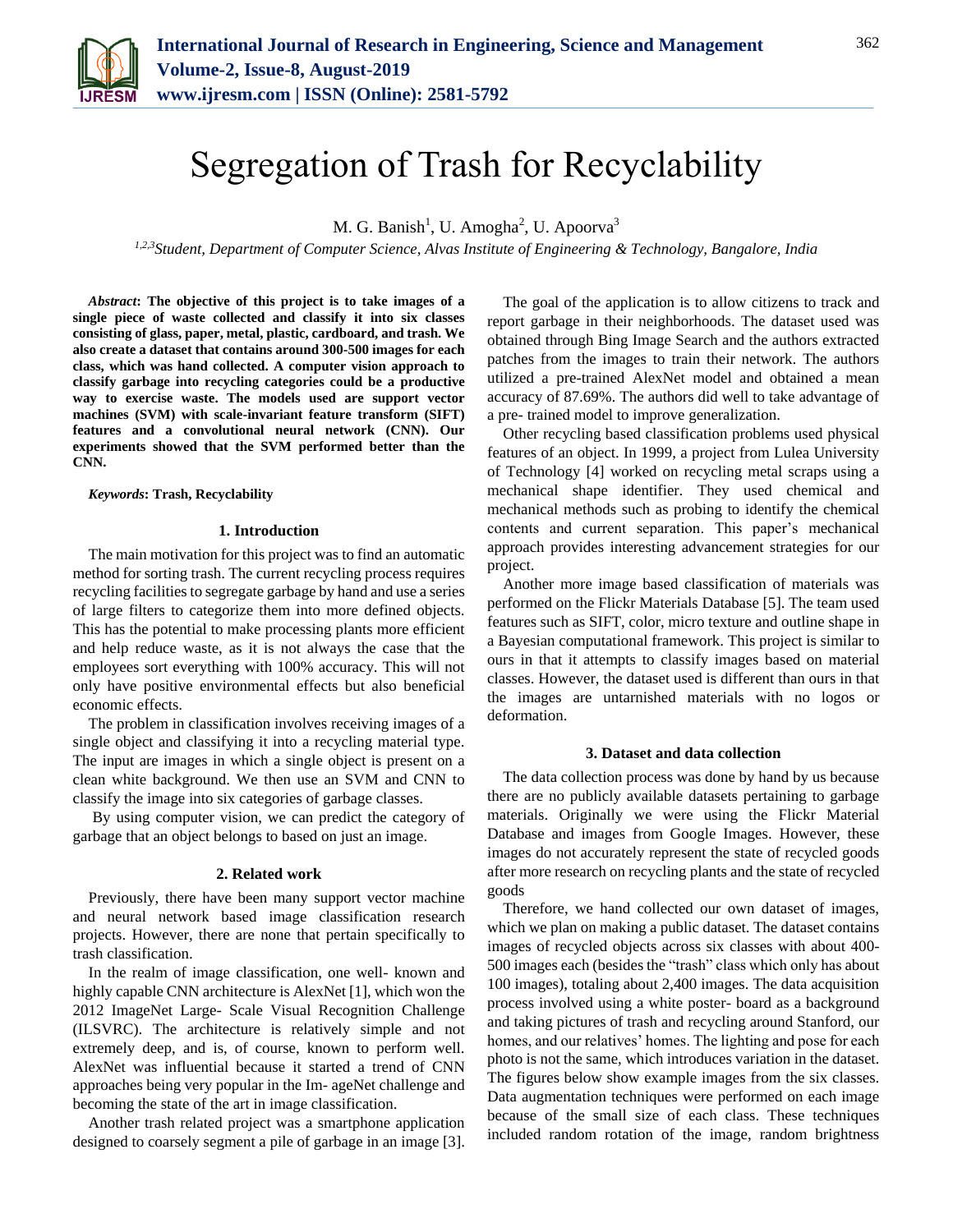# Segregation of Trash for Recyclability

M. G. Banish[1], U. Amogha[2], U. Apoorva[3]

[1,2,3]*Student, Department of Computer Science, Alvas Institute of Engineering & Technology, Bangalore, India*

***Abstract*: The objective of this project is to take images of a single piece of waste collected and classify it into six classes consisting of glass, paper, metal, plastic, cardboard, and trash. We also create a dataset that contains around 300-500 images for each class, which was hand collected. A computer vision approach to classify garbage into recycling categories could be a productive way to exercise waste. The models used are support vector machines (SVM) with scale-invariant feature transform (SIFT) features and a convolutional neural network (CNN). Our experiments showed that the SVM performed better than the CNN.**

***Keywords*: Trash, Recyclability**

## 1. Introduction

The main motivation for this project was to find an automatic method for sorting trash. The current recycling process requires recycling facilities to segregate garbage by hand and use a series of large filters to categorize them into more defined objects. This has the potential to make processing plants more efficient and help reduce waste, as it is not always the case that the employees sort everything with 100% accuracy. This will not only have positive environmental effects but also beneficial economic effects.

The problem in classification involves receiving images of a single object and classifying it into a recycling material type. The input are images in which a single object is present on a clean white background. We then use an SVM and CNN to classify the image into six categories of garbage classes.

By using computer vision, we can predict the category of garbage that an object belongs to based on just an image.

## 2. Related work

Previously, there have been many support vector machine and neural network based image classification research projects. However, there are none that pertain specifically to trash classification.

In the realm of image classification, one well- known and highly capable CNN architecture is AlexNet [1], which won the 2012 ImageNet Large- Scale Visual Recognition Challenge (ILSVRC). The architecture is relatively simple and not extremely deep, and is, of course, known to perform well. AlexNet was influential because it started a trend of CNN approaches being very popular in the Im- ageNet challenge and becoming the state of the art in image classification.

Another trash related project was a smartphone application designed to coarsely segment a pile of garbage in an image [3]. The goal of the application is to allow citizens to track and report garbage in their neighborhoods. The dataset used was obtained through Bing Image Search and the authors extracted patches from the images to train their network. The authors utilized a pre-trained AlexNet model and obtained a mean accuracy of 87.69%. The authors did well to take advantage of a pre- trained model to improve generalization.

Other recycling based classification problems used physical features of an object. In 1999, a project from Lulea University of Technology [4] worked on recycling metal scraps using a mechanical shape identifier. They used chemical and mechanical methods such as probing to identify the chemical contents and current separation. This paper's mechanical approach provides interesting advancement strategies for our project.

Another more image based classification of materials was performed on the Flickr Materials Database [5]. The team used features such as SIFT, color, micro texture and outline shape in a Bayesian computational framework. This project is similar to ours in that it attempts to classify images based on material classes. However, the dataset used is different than ours in that the images are untarnished materials with no logos or deformation.

## 3. Dataset and data collection

The data collection process was done by hand by us because there are no publicly available datasets pertaining to garbage materials. Originally we were using the Flickr Material Database and images from Google Images. However, these images do not accurately represent the state of recycled goods after more research on recycling plants and the state of recycled goods

Therefore, we hand collected our own dataset of images, which we plan on making a public dataset. The dataset contains images of recycled objects across six classes with about 400-500 images each (besides the "trash" class which only has about 100 images), totaling about 2,400 images. The data acquisition process involved using a white poster- board as a background and taking pictures of trash and recycling around Stanford, our homes, and our relatives' homes. The lighting and pose for each photo is not the same, which introduces variation in the dataset. The figures below show example images from the six classes. Data augmentation techniques were performed on each image because of the small size of each class. These techniques included random rotation of the image, random brightness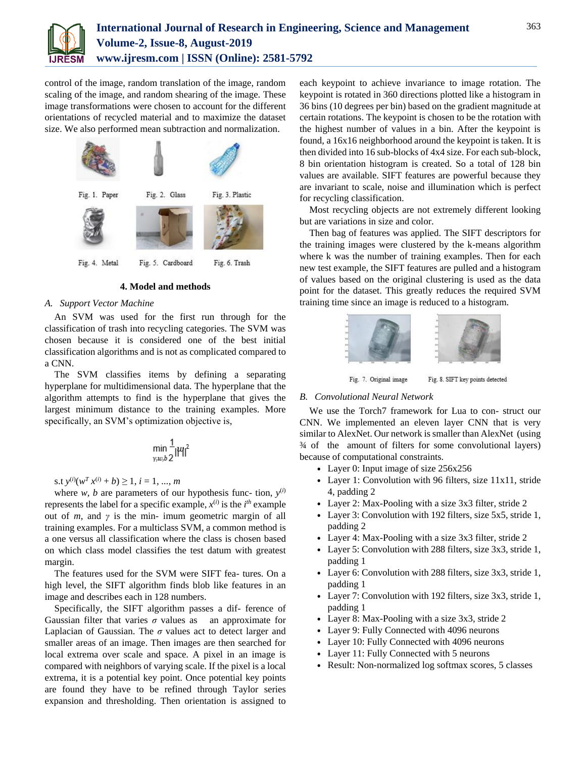control of the image, random translation of the image, random scaling of the image, and random shearing of the image. These image transformations were chosen to account for the different orientations of recycled material and to maximize the dataset size. We also performed mean subtraction and normalization.

Fig. 1. Paper

Fig. 2. Glass

Fig. 3. Plastic

Fig. 4. Metal

Fig. 5. Cardboard

Fig. 6. Trash

## 4. Model and methods

### *A. Support Vector Machine*

An SVM was used for the first run through for the classification of trash into recycling categories. The SVM was chosen because it is considered one of the best initial classification algorithms and is not as complicated compared to a CNN.

The SVM classifies items by defining a separating hyperplane for multidimensional data. The hyperplane that the algorithm attempts to find is the hyperplane that gives the largest minimum distance to the training examples. More specifically, an SVM's optimization objective is,

$$\min_{\gamma,w,b} \frac{1}{2}\|w\|^2$$

s.t $y^{(i)}(w^T x^{(i)} + b) \geq 1$, $i = 1, \ldots, m$

where $w$, $b$ are parameters of our hypothesis func- tion, $y^{(i)}$ represents the label for a specific example, $x^{(i)}$ is the $i^{th}$ example out of $m$, and $\gamma$ is the min- imum geometric margin of all training examples. For a multiclass SVM, a common method is a one versus all classification where the class is chosen based on which class model classifies the test datum with greatest margin.

The features used for the SVM were SIFT fea- tures. On a high level, the SIFT algorithm finds blob like features in an image and describes each in 128 numbers.

Specifically, the SIFT algorithm passes a dif- ference of Gaussian filter that varies $\sigma$ values as an approximate for Laplacian of Gaussian. The $\sigma$ values act to detect larger and smaller areas of an image. Then images are then searched for local extrema over scale and space. A pixel in an image is compared with neighbors of varying scale. If the pixel is a local extrema, it is a potential key point. Once potential key points are found they have to be refined through Taylor series expansion and thresholding. Then orientation is assigned to each keypoint to achieve invariance to image rotation. The keypoint is rotated in 360 directions plotted like a histogram in 36 bins (10 degrees per bin) based on the gradient magnitude at certain rotations. The keypoint is chosen to be the rotation with the highest number of values in a bin. After the keypoint is found, a 16x16 neighborhood around the keypoint is taken. It is then divided into 16 sub-blocks of 4x4 size. For each sub-block, 8 bin orientation histogram is created. So a total of 128 bin values are available. SIFT features are powerful because they are invariant to scale, noise and illumination which is perfect for recycling classification.

Most recycling objects are not extremely different looking but are variations in size and color.

Then bag of features was applied. The SIFT descriptors for the training images were clustered by the k-means algorithm where k was the number of training examples. Then for each new test example, the SIFT features are pulled and a histogram of values based on the original clustering is used as the data point for the dataset. This greatly reduces the required SVM training time since an image is reduced to a histogram.

Fig. 7. Original image

Fig. 8. SIFT key points detected

### *B. Convolutional Neural Network*

We use the Torch7 framework for Lua to con- struct our CNN. We implemented an eleven layer CNN that is very similar to AlexNet. Our network is smaller than AlexNet (using ¾ of the amount of filters for some convolutional layers) because of computational constraints.

- Layer 0: Input image of size 256x256
- Layer 1: Convolution with 96 filters, size 11x11, stride 4, padding 2
- Layer 2: Max-Pooling with a size 3x3 filter, stride 2
- Layer 3: Convolution with 192 filters, size 5x5, stride 1, padding 2
- Layer 4: Max-Pooling with a size 3x3 filter, stride 2
- Layer 5: Convolution with 288 filters, size 3x3, stride 1, padding 1
- Layer 6: Convolution with 288 filters, size 3x3, stride 1, padding 1
- Layer 7: Convolution with 192 filters, size 3x3, stride 1, padding 1
- Layer 8: Max-Pooling with a size 3x3, stride 2
- Layer 9: Fully Connected with 4096 neurons
- Layer 10: Fully Connected with 4096 neurons
- Layer 11: Fully Connected with 5 neurons
- Result: Non-normalized log softmax scores, 5 classes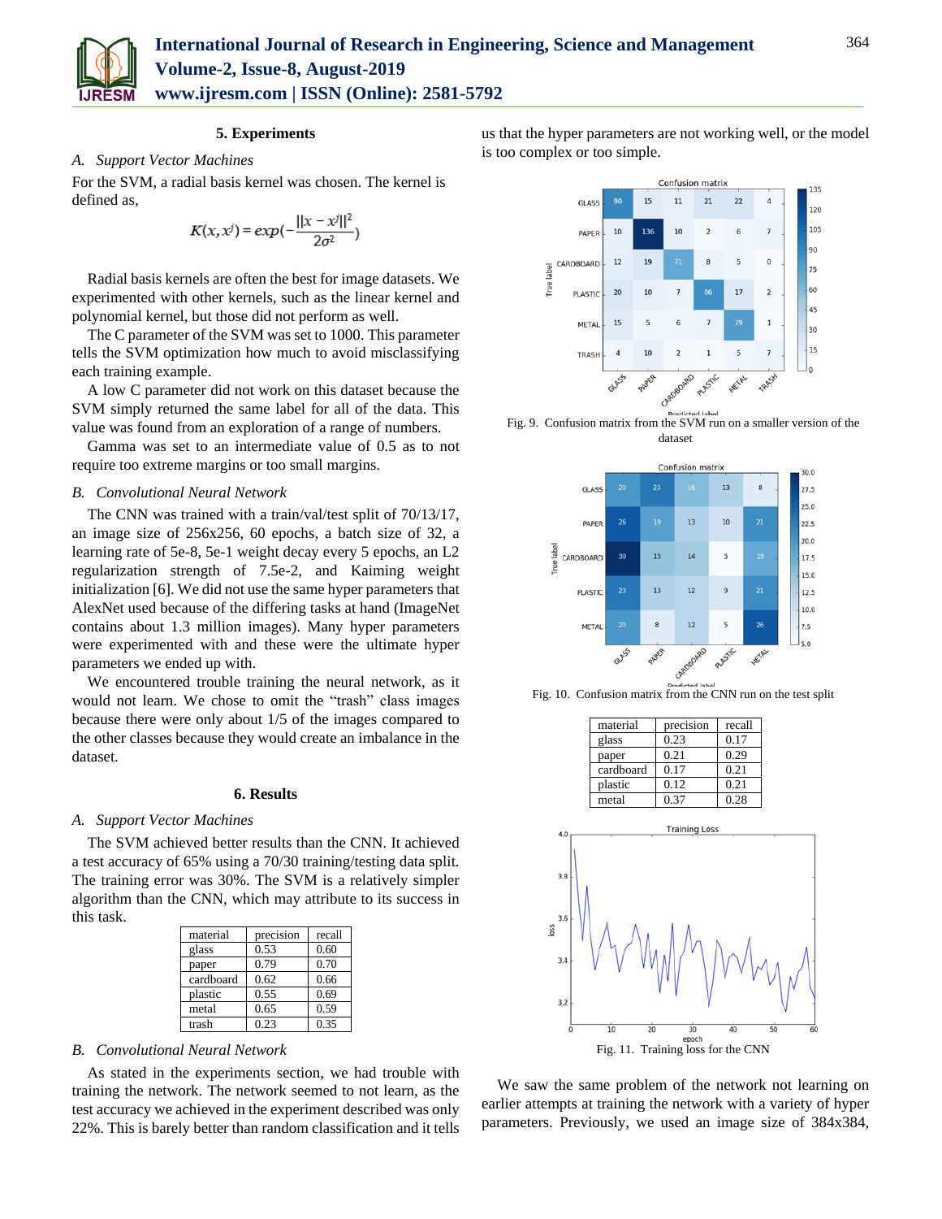## 5. Experiments

### A. Support Vector Machines

For the SVM, a radial basis kernel was chosen. The kernel is defined as,

$$K(x, x^j) = exp(-\frac{||x - x^j||^2}{2\sigma^2})$$

Radial basis kernels are often the best for image datasets. We experimented with other kernels, such as the linear kernel and polynomial kernel, but those did not perform as well.

The C parameter of the SVM was set to 1000. This parameter tells the SVM optimization how much to avoid misclassifying each training example.

A low C parameter did not work on this dataset because the SVM simply returned the same label for all of the data. This value was found from an exploration of a range of numbers.

Gamma was set to an intermediate value of 0.5 as to not require too extreme margins or too small margins.

### B. Convolutional Neural Network

The CNN was trained with a train/val/test split of 70/13/17, an image size of 256x256, 60 epochs, a batch size of 32, a learning rate of 5e-8, 5e-1 weight decay every 5 epochs, an L2 regularization strength of 7.5e-2, and Kaiming weight initialization [6]. We did not use the same hyper parameters that AlexNet used because of the differing tasks at hand (ImageNet contains about 1.3 million images). Many hyper parameters were experimented with and these were the ultimate hyper parameters we ended up with.

We encountered trouble training the neural network, as it would not learn. We chose to omit the "trash" class images because there were only about 1/5 of the images compared to the other classes because they would create an imbalance in the dataset.

## 6. Results

### A. Support Vector Machines

The SVM achieved better results than the CNN. It achieved a test accuracy of 65% using a 70/30 training/testing data split. The training error was 30%. The SVM is a relatively simpler algorithm than the CNN, which may attribute to its success in this task.

| material | precision | recall |
|---|---|---|
| glass | 0.53 | 0.60 |
| paper | 0.79 | 0.70 |
| cardboard | 0.62 | 0.66 |
| plastic | 0.55 | 0.69 |
| metal | 0.65 | 0.59 |
| trash | 0.23 | 0.35 |

### B. Convolutional Neural Network

As stated in the experiments section, we had trouble with training the network. The network seemed to not learn, as the test accuracy we achieved in the experiment described was only 22%. This is barely better than random classification and it tells us that the hyper parameters are not working well, or the model is too complex or too simple.

Fig. 9. Confusion matrix from the SVM run on a smaller version of the dataset

Fig. 10. Confusion matrix from the CNN run on the test split

| material | precision | recall |
|---|---|---|
| glass | 0.23 | 0.17 |
| paper | 0.21 | 0.29 |
| cardboard | 0.17 | 0.21 |
| plastic | 0.12 | 0.21 |
| metal | 0.37 | 0.28 |

Fig. 11. Training loss for the CNN

We saw the same problem of the network not learning on earlier attempts at training the network with a variety of hyper parameters. Previously, we used an image size of 384x384,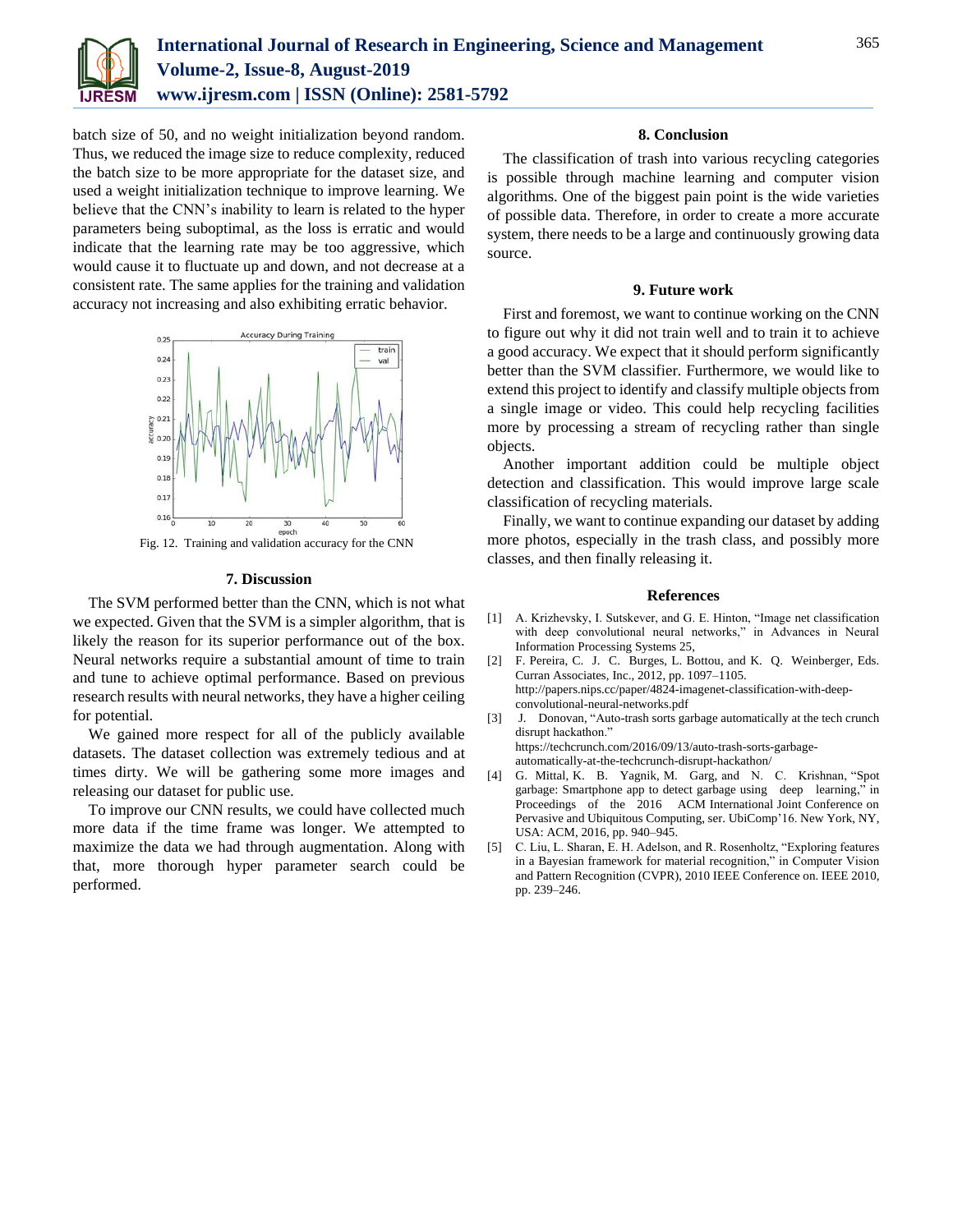batch size of 50, and no weight initialization beyond random. Thus, we reduced the image size to reduce complexity, reduced the batch size to be more appropriate for the dataset size, and used a weight initialization technique to improve learning. We believe that the CNN's inability to learn is related to the hyper parameters being suboptimal, as the loss is erratic and would indicate that the learning rate may be too aggressive, which would cause it to fluctuate up and down, and not decrease at a consistent rate. The same applies for the training and validation accuracy not increasing and also exhibiting erratic behavior.

Accuracy During Training

train
val

accuracy

0.25
0.24
0.23
0.22
0.21
0.20
0.19
0.18
0.17
0.16

0 10 20 30 40 50 60

epoch

Fig. 12. Training and validation accuracy for the CNN

## 7. Discussion

The SVM performed better than the CNN, which is not what we expected. Given that the SVM is a simpler algorithm, that is likely the reason for its superior performance out of the box. Neural networks require a substantial amount of time to train and tune to achieve optimal performance. Based on previous research results with neural networks, they have a higher ceiling for potential.

We gained more respect for all of the publicly available datasets. The dataset collection was extremely tedious and at times dirty. We will be gathering some more images and releasing our dataset for public use.

To improve our CNN results, we could have collected much more data if the time frame was longer. We attempted to maximize the data we had through augmentation. Along with that, more thorough hyper parameter search could be performed.

## 8. Conclusion

The classification of trash into various recycling categories is possible through machine learning and computer vision algorithms. One of the biggest pain point is the wide varieties of possible data. Therefore, in order to create a more accurate system, there needs to be a large and continuously growing data source.

## 9. Future work

First and foremost, we want to continue working on the CNN to figure out why it did not train well and to train it to achieve a good accuracy. We expect that it should perform significantly better than the SVM classifier. Furthermore, we would like to extend this project to identify and classify multiple objects from a single image or video. This could help recycling facilities more by processing a stream of recycling rather than single objects.

Another important addition could be multiple object detection and classification. This would improve large scale classification of recycling materials.

Finally, we want to continue expanding our dataset by adding more photos, especially in the trash class, and possibly more classes, and then finally releasing it.

## References

[1] A. Krizhevsky, I. Sutskever, and G. E. Hinton, "Image net classification with deep convolutional neural networks," in Advances in Neural Information Processing Systems 25,

[2] F. Pereira, C. J. C. Burges, L. Bottou, and K. Q. Weinberger, Eds. Curran Associates, Inc., 2012, pp. 1097–1105. http://papers.nips.cc/paper/4824-imagenet-classification-with-deep-convolutional-neural-networks.pdf

[3] J. Donovan, "Auto-trash sorts garbage automatically at the tech crunch disrupt hackathon." https://techcrunch.com/2016/09/13/auto-trash-sorts-garbage-automatically-at-the-techcrunch-disrupt-hackathon/

[4] G. Mittal, K. B. Yagnik, M. Garg, and N. C. Krishnan, "Spot garbage: Smartphone app to detect garbage using deep learning," in Proceedings of the 2016 ACM International Joint Conference on Pervasive and Ubiquitous Computing, ser. UbiComp'16. New York, NY, USA: ACM, 2016, pp. 940–945.

[5] C. Liu, L. Sharan, E. H. Adelson, and R. Rosenholtz, "Exploring features in a Bayesian framework for material recognition," in Computer Vision and Pattern Recognition (CVPR), 2010 IEEE Conference on. IEEE 2010, pp. 239–246.